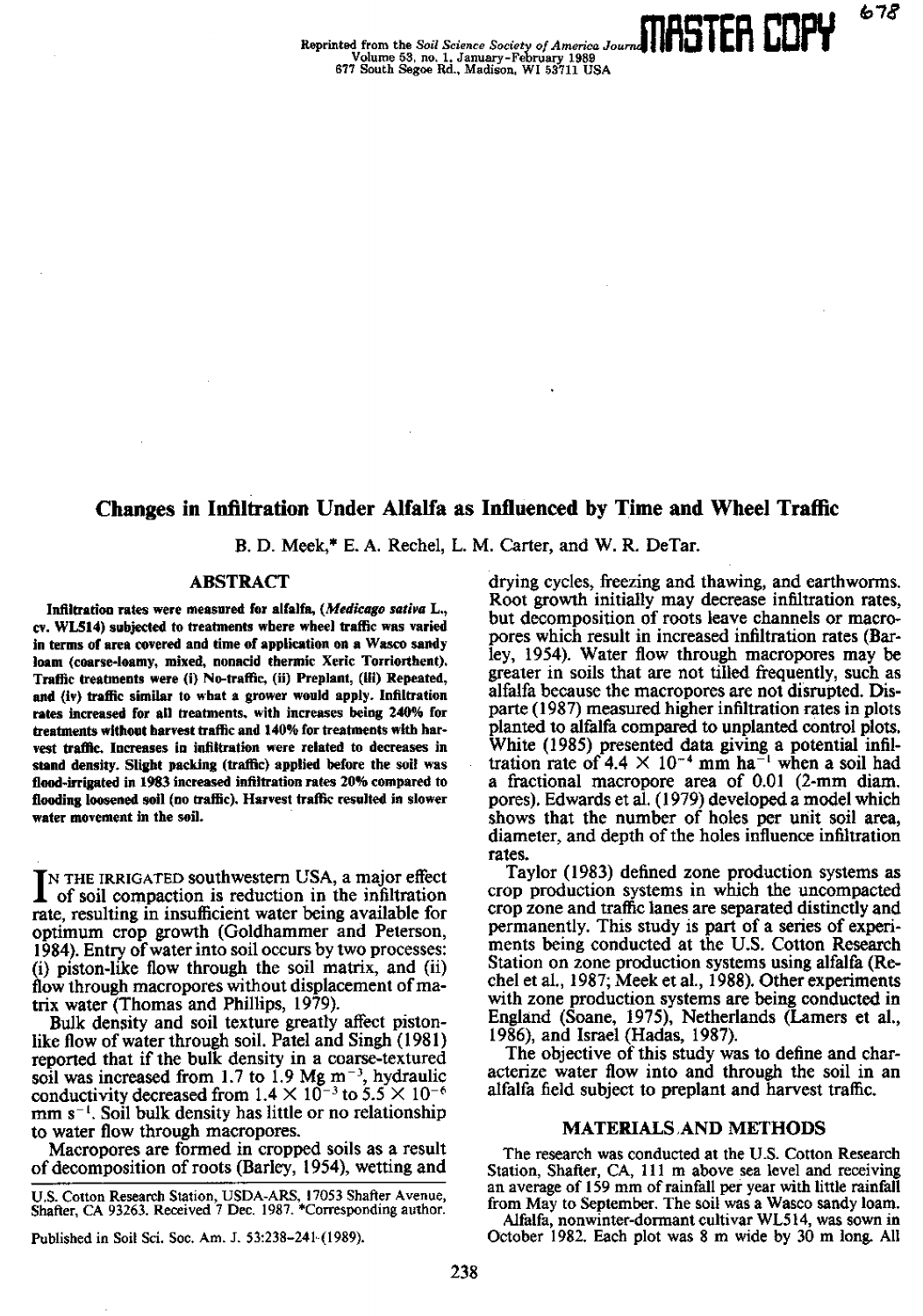Reprinted from the *Soil Science Society of America Journal*
Volume 53, no. 1, January-February 1989
677 South Segoe Rd., Madison, WI 53711 USA

# Changes in Infiltration Under Alfalfa as Influenced by Time and Wheel Traffic

B. D. Meek,* E. A. Rechel, L. M. Carter, and W. R. DeTar.

## ABSTRACT

**Infiltration rates were measured for alfalfa, (*Medicago sativa* L., cv. WL514) subjected to treatments where wheel traffic was varied in terms of area covered and time of application on a Wasco sandy loam (coarse-loamy, mixed, nonacid thermic Xeric Torriorthent). Traffic treatments were (i) No-traffic, (ii) Preplant, (iii) Repeated, and (iv) traffic similar to what a grower would apply. Infiltration rates increased for all treatments, with increases being 240% for treatments without harvest traffic and 140% for treatments with harvest traffic. Increases in infiltration were related to decreases in stand density. Slight packing (traffic) applied before the soil was flood-irrigated in 1983 increased infiltration rates 20% compared to flooding loosened soil (no traffic). Harvest traffic resulted in slower water movement in the soil.**

In the irrigated southwestern USA, a major effect of soil compaction is reduction in the infiltration rate, resulting in insufficient water being available for optimum crop growth (Goldhammer and Peterson, 1984). Entry of water into soil occurs by two processes: (i) piston-like flow through the soil matrix, and (ii) flow through macropores without displacement of matrix water (Thomas and Phillips, 1979).

Bulk density and soil texture greatly affect piston-like flow of water through soil. Patel and Singh (1981) reported that if the bulk density in a coarse-textured soil was increased from 1.7 to 1.9 Mg $m^{-3}$, hydraulic conductivity decreased from $1.4 \times 10^{-3}$ to $5.5 \times 10^{-6}$ mm $s^{-1}$. Soil bulk density has little or no relationship to water flow through macropores.

Macropores are formed in cropped soils as a result of decomposition of roots (Barley, 1954), wetting and drying cycles, freezing and thawing, and earthworms. Root growth initially may decrease infiltration rates, but decomposition of roots leave channels or macropores which result in increased infiltration rates (Barley, 1954). Water flow through macropores may be greater in soils that are not tilled frequently, such as alfalfa because the macropores are not disrupted. Disparte (1987) measured higher infiltration rates in plots planted to alfalfa compared to unplanted control plots. White (1985) presented data giving a potential infiltration rate of $4.4 \times 10^{-4}$ mm $ha^{-1}$ when a soil had a fractional macropore area of 0.01 (2-mm diam. pores). Edwards et al. (1979) developed a model which shows that the number of holes per unit soil area, diameter, and depth of the holes influence infiltration rates.

Taylor (1983) defined zone production systems as crop production systems in which the uncompacted crop zone and traffic lanes are separated distinctly and permanently. This study is part of a series of experiments being conducted at the U.S. Cotton Research Station on zone production systems using alfalfa (Rechel et al., 1987; Meek et al., 1988). Other experiments with zone production systems are being conducted in England (Soane, 1975), Netherlands (Lamers et al., 1986), and Israel (Hadas, 1987).

The objective of this study was to define and characterize water flow into and through the soil in an alfalfa field subject to preplant and harvest traffic.

## MATERIALS AND METHODS

The research was conducted at the U.S. Cotton Research Station, Shafter, CA, 111 m above sea level and receiving an average of 159 mm of rainfall per year with little rainfall from May to September. The soil was a Wasco sandy loam.

Alfalfa, nonwinter-dormant cultivar WL514, was sown in October 1982. Each plot was 8 m wide by 30 m long. All

U.S. Cotton Research Station, USDA-ARS, 17053 Shafter Avenue, Shafter, CA 93263. Received 7 Dec. 1987. *Corresponding author.

Published in Soil Sci. Soc. Am. J. 53:238-241 (1989).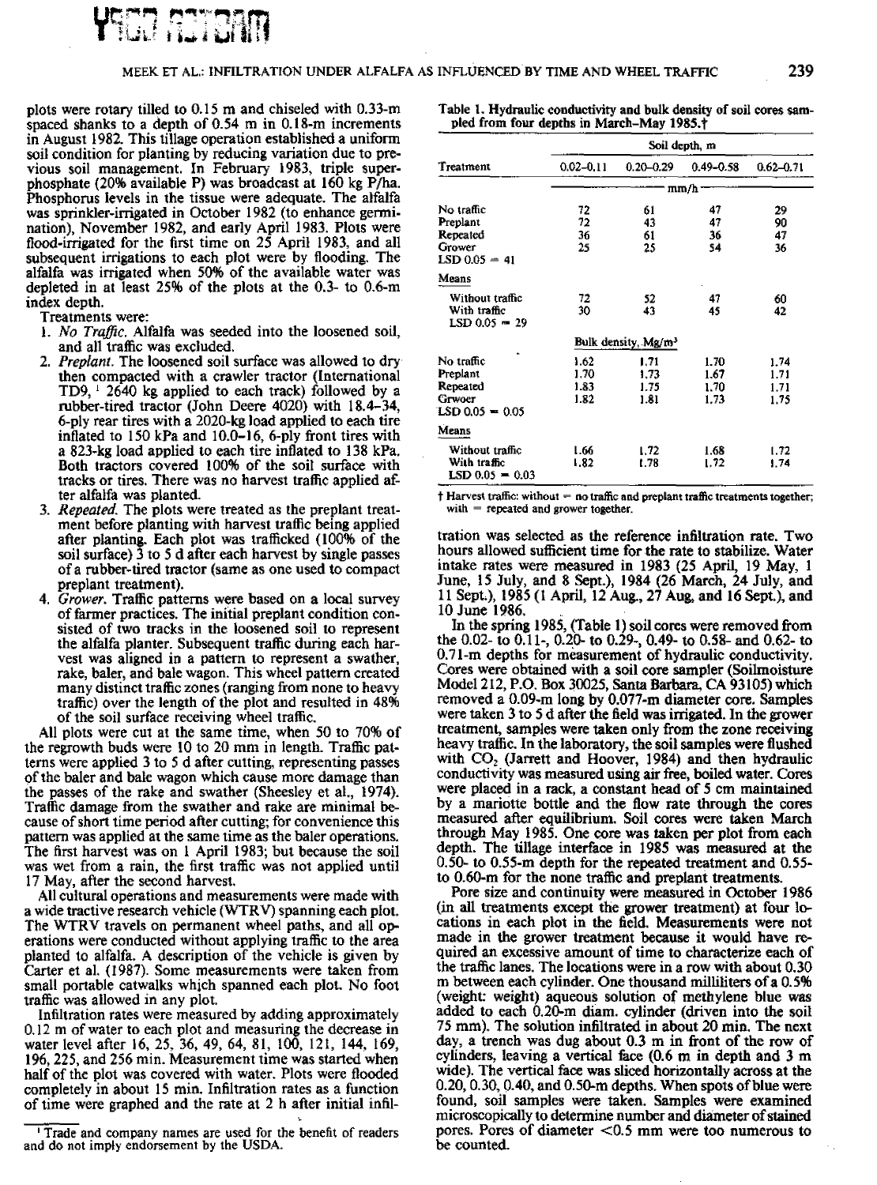plots were rotary tilled to 0.15 m and chiseled with 0.33-m spaced shanks to a depth of 0.54 m in 0.18-m increments in August 1982. This tillage operation established a uniform soil condition for planting by reducing variation due to previous soil management. In February 1983, triple superphosphate (20% available P) was broadcast at 160 kg P/ha. Phosphorus levels in the tissue were adequate. The alfalfa was sprinkler-irrigated in October 1982 (to enhance germination), November 1982, and early April 1983. Plots were flood-irrigated for the first time on 25 April 1983, and all subsequent irrigations to each plot were by flooding. The alfalfa was irrigated when 50% of the available water was depleted in at least 25% of the plots at the 0.3- to 0.6-m index depth.

Treatments were:

1. *No Traffic.* Alfalfa was seeded into the loosened soil, and all traffic was excluded.
2. *Preplant.* The loosened soil surface was allowed to dry then compacted with a crawler tractor (International TD9,[1] 2640 kg applied to each track) followed by a rubber-tired tractor (John Deere 4020) with 18.4–34, 6-ply rear tires with a 2020-kg load applied to each tire inflated to 150 kPa and 10.0–16, 6-ply front tires with a 823-kg load applied to each tire inflated to 138 kPa. Both tractors covered 100% of the soil surface with tracks or tires. There was no harvest traffic applied after alfalfa was planted.
3. *Repeated.* The plots were treated as the preplant treatment before planting with harvest traffic being applied after planting. Each plot was trafficked (100% of the soil surface) 3 to 5 d after each harvest by single passes of a rubber-tired tractor (same as one used to compact preplant treatment).
4. *Grower.* Traffic patterns were based on a local survey of farmer practices. The initial preplant condition consisted of two tracks in the loosened soil to represent the alfalfa planter. Subsequent traffic during each harvest was aligned in a pattern to represent a swather, rake, baler, and bale wagon. This wheel pattern created many distinct traffic zones (ranging from none to heavy traffic) over the length of the plot and resulted in 48% of the soil surface receiving wheel traffic.

All plots were cut at the same time, when 50 to 70% of the regrowth buds were 10 to 20 mm in length. Traffic patterns were applied 3 to 5 d after cutting, representing passes of the baler and bale wagon which cause more damage than the passes of the rake and swather (Sheesley et al., 1974). Traffic damage from the swather and rake are minimal because of short time period after cutting; for convenience this pattern was applied at the same time as the baler operations. The first harvest was on 1 April 1983; but because the soil was wet from a rain, the first traffic was not applied until 17 May, after the second harvest.

All cultural operations and measurements were made with a wide tractive research vehicle (WTRV) spanning each plot. The WTRV travels on permanent wheel paths, and all operations were conducted without applying traffic to the area planted to alfalfa. A description of the vehicle is given by Carter et al. (1987). Some measurements were taken from small portable catwalks which spanned each plot. No foot traffic was allowed in any plot.

Infiltration rates were measured by adding approximately 0.12 m of water to each plot and measuring the decrease in water level after 16, 25, 36, 49, 64, 81, 100, 121, 144, 169, 196, 225, and 256 min. Measurement time was started when half of the plot was covered with water. Plots were flooded completely in about 15 min. Infiltration rates as a function of time were graphed and the rate at 2 h after initial infiltration was selected as the reference infiltration rate. Two hours allowed sufficient time for the rate to stabilize. Water intake rates were measured in 1983 (25 April, 19 May, 1 June, 15 July, and 8 Sept.), 1984 (26 March, 24 July, and 11 Sept.), 1985 (1 April, 12 Aug., 27 Aug, and 16 Sept.), and 10 June 1986.

Table 1. Hydraulic conductivity and bulk density of soil cores sampled from four depths in March–May 1985.†

| Treatment | Soil depth, m | | | |
|---|---|---|---|---|
| | 0.02–0.11 | 0.20–0.29 | 0.49–0.58 | 0.62–0.71 |
| | mm/h | | | |
| No traffic | 72 | 61 | 47 | 29 |
| Preplant | 72 | 43 | 47 | 90 |
| Repeated | 36 | 61 | 36 | 47 |
| Grower | 25 | 25 | 54 | 36 |
| LSD 0.05 = 41 | | | | |
| Means | | | | |
| Without traffic | 72 | 52 | 47 | 60 |
| With traffic | 30 | 43 | 45 | 42 |
| LSD 0.05 = 29 | | | | |
| | Bulk density, Mg/m³ | | | |
| No traffic | 1.62 | 1.71 | 1.70 | 1.74 |
| Preplant | 1.70 | 1.73 | 1.67 | 1.71 |
| Repeated | 1.83 | 1.75 | 1.70 | 1.71 |
| Grwoer | 1.82 | 1.81 | 1.73 | 1.75 |
| LSD 0.05 = 0.05 | | | | |
| Means | | | | |
| Without traffic | 1.66 | 1.72 | 1.68 | 1.72 |
| With traffic | 1.82 | 1.78 | 1.72 | 1.74 |
| LSD 0.05 = 0.03 | | | | |

† Harvest traffic: without = no traffic and preplant traffic treatments together; with = repeated and grower together.

In the spring 1985, (Table 1) soil cores were removed from the 0.02- to 0.11-, 0.20- to 0.29-, 0.49- to 0.58- and 0.62- to 0.71-m depths for measurement of hydraulic conductivity. Cores were obtained with a soil core sampler (Soilmoisture Model 212, P.O. Box 30025, Santa Barbara, CA 93105) which removed a 0.09-m long by 0.077-m diameter core. Samples were taken 3 to 5 d after the field was irrigated. In the grower treatment, samples were taken only from the zone receiving heavy traffic. In the laboratory, the soil samples were flushed with $CO_2$ (Jarrett and Hoover, 1984) and then hydraulic conductivity was measured using air free, boiled water. Cores were placed in a rack, a constant head of 5 cm maintained by a mariotte bottle and the flow rate through the cores measured after equilibrium. Soil cores were taken March through May 1985. One core was taken per plot from each depth. The tillage interface in 1985 was measured at the 0.50- to 0.55-m depth for the repeated treatment and 0.55- to 0.60-m for the none traffic and preplant treatments.

Pore size and continuity were measured in October 1986 (in all treatments except the grower treatment) at four locations in each plot in the field. Measurements were not made in the grower treatment because it would have required an excessive amount of time to characterize each of the traffic lanes. The locations were in a row with about 0.30 m between each cylinder. One thousand milliliters of a 0.5% (weight: weight) aqueous solution of methylene blue was added to each 0.20-m diam. cylinder (driven into the soil 75 mm). The solution infiltrated in about 20 min. The next day, a trench was dug about 0.3 m in front of the row of cylinders, leaving a vertical face (0.6 m in depth and 3 m wide). The vertical face was sliced horizontally across at the 0.20, 0.30, 0.40, and 0.50-m depths. When spots of blue were found, soil samples were taken. Samples were examined microscopically to determine number and diameter of stained pores. Pores of diameter <0.5 mm were too numerous to be counted.

[1] Trade and company names are used for the benefit of readers and do not imply endorsement by the USDA.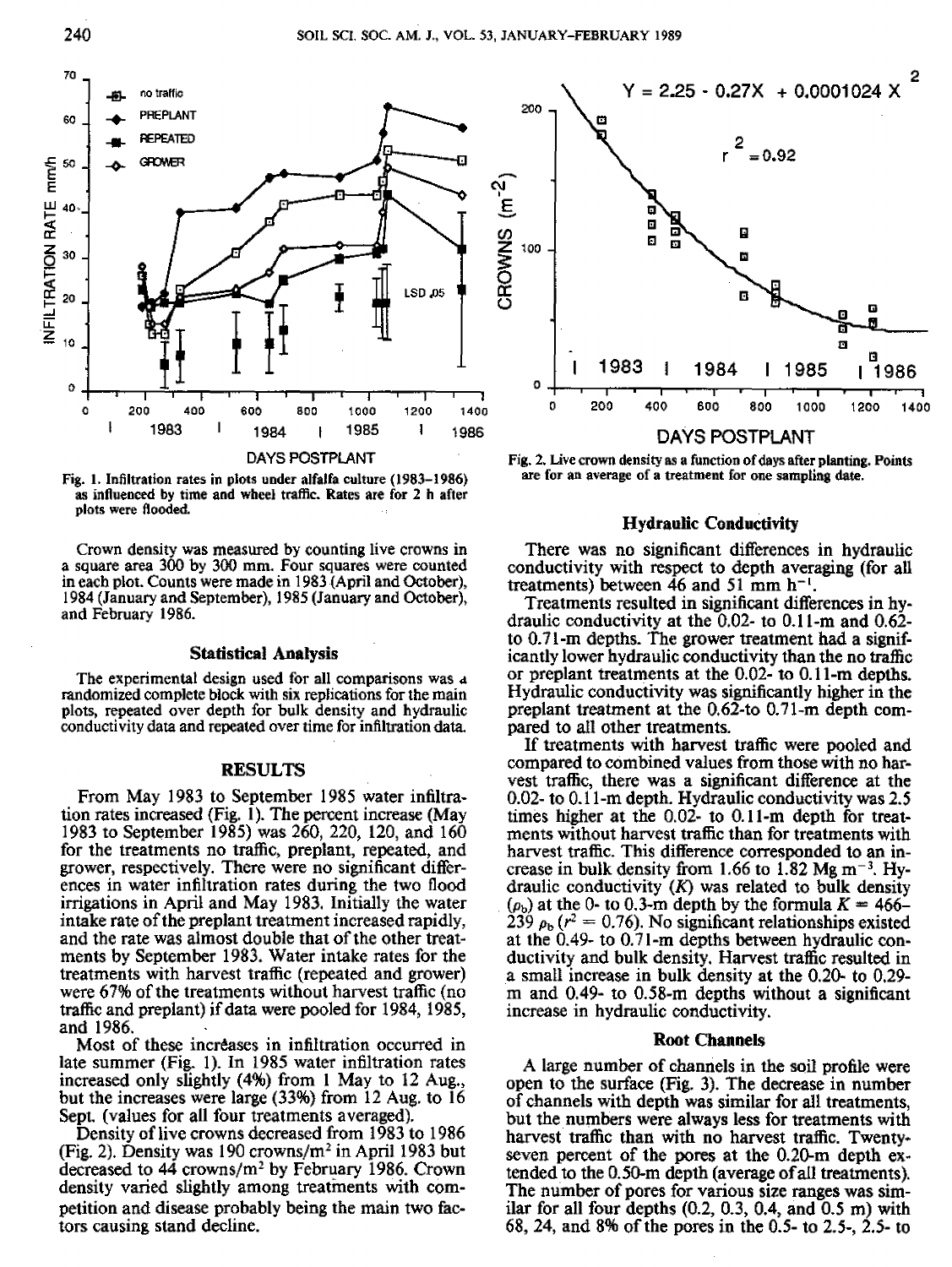Fig. 1. Infiltration rates in plots under alfalfa culture (1983–1986) as influenced by time and wheel traffic. Rates are for 2 h after plots were flooded.

Fig. 2. Live crown density as a function of days after planting. Points are for an average of a treatment for one sampling date.

Crown density was measured by counting live crowns in a square area 300 by 300 mm. Four squares were counted in each plot. Counts were made in 1983 (April and October), 1984 (January and September), 1985 (January and October), and February 1986.

### Statistical Analysis

The experimental design used for all comparisons was a randomized complete block with six replications for the main plots, repeated over depth for bulk density and hydraulic conductivity data and repeated over time for infiltration data.

## RESULTS

From May 1983 to September 1985 water infiltration rates increased (Fig. 1). The percent increase (May 1983 to September 1985) was 260, 220, 120, and 160 for the treatments no traffic, preplant, repeated, and grower, respectively. There were no significant differences in water infiltration rates during the two flood irrigations in April and May 1983. Initially the water intake rate of the preplant treatment increased rapidly, and the rate was almost double that of the other treatments by September 1983. Water intake rates for the treatments with harvest traffic (repeated and grower) were 67% of the treatments without harvest traffic (no traffic and preplant) if data were pooled for 1984, 1985, and 1986.

Most of these increases in infiltration occurred in late summer (Fig. 1). In 1985 water infiltration rates increased only slightly (4%) from 1 May to 12 Aug., but the increases were large (33%) from 12 Aug. to 16 Sept. (values for all four treatments averaged).

Density of live crowns decreased from 1983 to 1986 (Fig. 2). Density was 190 crowns/m$^2$ in April 1983 but decreased to 44 crowns/m$^2$ by February 1986. Crown density varied slightly among treatments with competition and disease probably being the main two factors causing stand decline.

### Hydraulic Conductivity

There was no significant differences in hydraulic conductivity with respect to depth averaging (for all treatments) between 46 and 51 mm h$^{-1}$.

Treatments resulted in significant differences in hydraulic conductivity at the 0.02- to 0.11-m and 0.62- to 0.71-m depths. The grower treatment had a significantly lower hydraulic conductivity than the no traffic or preplant treatments at the 0.02- to 0.11-m depths. Hydraulic conductivity was significantly higher in the preplant treatment at the 0.62-to 0.71-m depth compared to all other treatments.

If treatments with harvest traffic were pooled and compared to combined values from those with no harvest traffic, there was a significant difference at the 0.02- to 0.11-m depth. Hydraulic conductivity was 2.5 times higher at the 0.02- to 0.11-m depth for treatments without harvest traffic than for treatments with harvest traffic. This difference corresponded to an increase in bulk density from 1.66 to 1.82 Mg m$^{-3}$. Hydraulic conductivity ($K$) was related to bulk density ($\rho_b$) at the 0- to 0.3-m depth by the formula $K = 466 - 239\ \rho_b$ ($r^2 = 0.76$). No significant relationships existed at the 0.49- to 0.71-m depths between hydraulic conductivity and bulk density. Harvest traffic resulted in a small increase in bulk density at the 0.20- to 0.29-m and 0.49- to 0.58-m depths without a significant increase in hydraulic conductivity.

### Root Channels

A large number of channels in the soil profile were open to the surface (Fig. 3). The decrease in number of channels with depth was similar for all treatments, but the numbers were always less for treatments with harvest traffic than with no harvest traffic. Twenty-seven percent of the pores at the 0.20-m depth extended to the 0.50-m depth (average of all treatments). The number of pores for various size ranges was similar for all four depths (0.2, 0.3, 0.4, and 0.5 m) with 68, 24, and 8% of the pores in the 0.5- to 2.5-, 2.5- to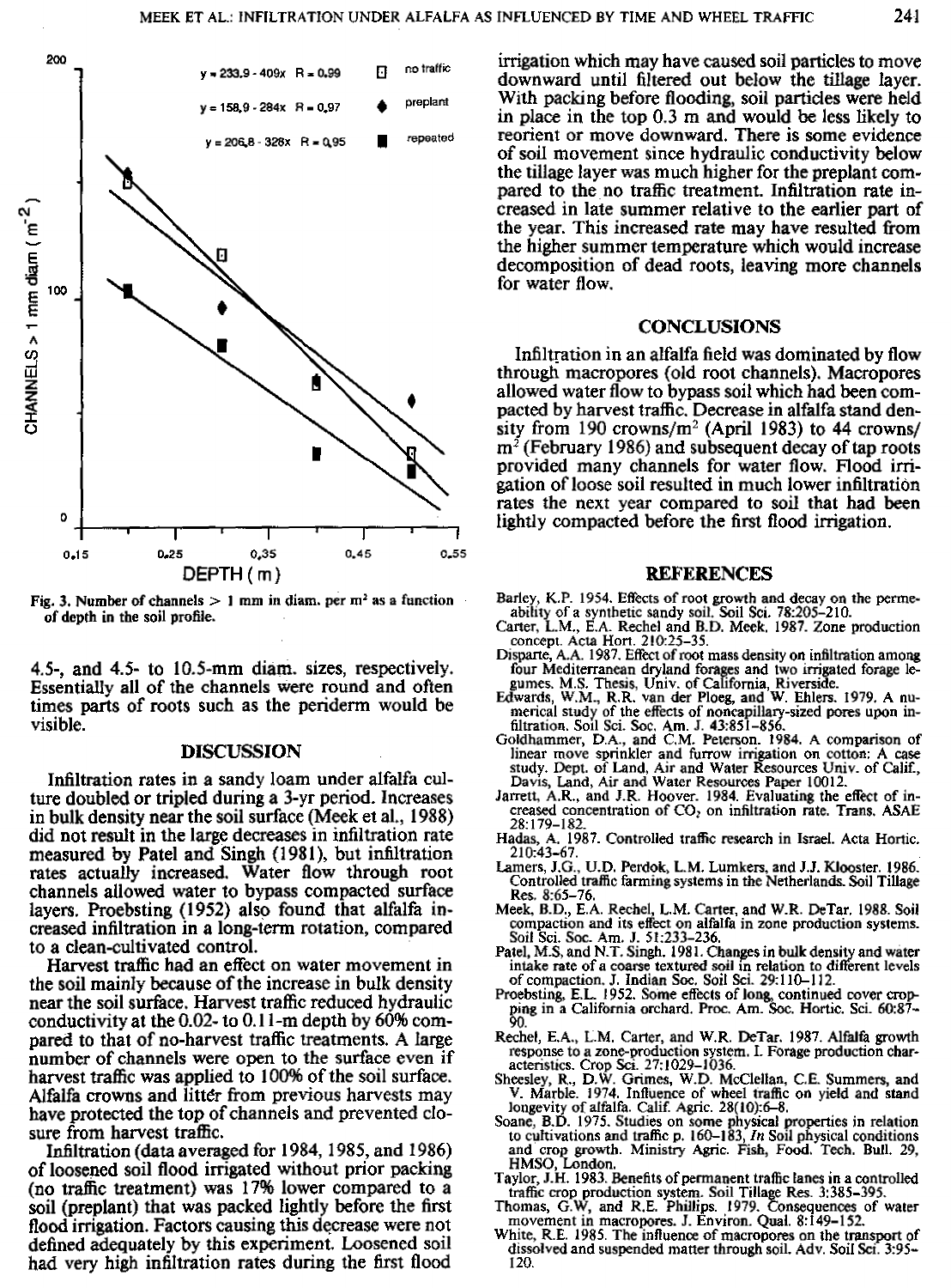200

y = 233.9 - 409x R = 0.99 no traffic

y = 158.9 - 284x R = 0.97 preplant

y = 206.8 - 328x R = 0.95 repeated

CHANNELS > 1 mm diam ( m$^{-2}$ )

100

0

0.15 0.25 0.35 0.45 0.55

DEPTH ( m )

Fig. 3. Number of channels > 1 mm in diam. per m$^2$ as a function of depth in the soil profile.

4.5-, and 4.5- to 10.5-mm diam. sizes, respectively. Essentially all of the channels were round and often times parts of roots such as the periderm would be visible.

## DISCUSSION

Infiltration rates in a sandy loam under alfalfa culture doubled or tripled during a 3-yr period. Increases in bulk density near the soil surface (Meek et al., 1988) did not result in the large decreases in infiltration rate measured by Patel and Singh (1981), but infiltration rates actually increased. Water flow through root channels allowed water to bypass compacted surface layers. Proebsting (1952) also found that alfalfa increased infiltration in a long-term rotation, compared to a clean-cultivated control.

Harvest traffic had an effect on water movement in the soil mainly because of the increase in bulk density near the soil surface. Harvest traffic reduced hydraulic conductivity at the 0.02- to 0.11-m depth by 60% compared to that of no-harvest traffic treatments. A large number of channels were open to the surface even if harvest traffic was applied to 100% of the soil surface. Alfalfa crowns and litter from previous harvests may have protected the top of channels and prevented closure from harvest traffic.

Infiltration (data averaged for 1984, 1985, and 1986) of loosened soil flood irrigated without prior packing (no traffic treatment) was 17% lower compared to a soil (preplant) that was packed lightly before the first flood irrigation. Factors causing this decrease were not defined adequately by this experiment. Loosened soil had very high infiltration rates during the first flood irrigation which may have caused soil particles to move downward until filtered out below the tillage layer. With packing before flooding, soil particles were held in place in the top 0.3 m and would be less likely to reorient or move downward. There is some evidence of soil movement since hydraulic conductivity below the tillage layer was much higher for the preplant compared to the no traffic treatment. Infiltration rate increased in late summer relative to the earlier part of the year. This increased rate may have resulted from the higher summer temperature which would increase decomposition of dead roots, leaving more channels for water flow.

## CONCLUSIONS

Infiltration in an alfalfa field was dominated by flow through macropores (old root channels). Macropores allowed water flow to bypass soil which had been compacted by harvest traffic. Decrease in alfalfa stand density from 190 crowns/m$^2$ (April 1983) to 44 crowns/m$^2$ (February 1986) and subsequent decay of tap roots provided many channels for water flow. Flood irrigation of loose soil resulted in much lower infiltration rates the next year compared to soil that had been lightly compacted before the first flood irrigation.

## REFERENCES

Barley, K.P. 1954. Effects of root growth and decay on the permeability of a synthetic sandy soil. Soil Sci. 78:205–210.

Carter, L.M., E.A. Rechel and B.D. Meek. 1987. Zone production concept. Acta Hort. 210:25–35.

Disparte, A.A. 1987. Effect of root mass density on infiltration among four Mediterranean dryland forages and two irrigated forage legumes. M.S. Thesis, Univ. of California, Riverside.

Edwards, W.M., R.R. van der Ploeg, and W. Ehlers. 1979. A numerical study of the effects of noncapillary-sized pores upon infiltration. Soil Sci. Soc. Am. J. 43:851–856.

Goldhammer, D.A., and C.M. Peterson. 1984. A comparison of linear move sprinkler and furrow irrigation on cotton: A case study. Dept. of Land, Air and Water Resources Univ. of Calif., Davis, Land, Air and Water Resources Paper 10012.

Jarrett, A.R., and J.R. Hoover. 1984. Evaluating the effect of increased concentration of $CO_2$ on infiltration rate. Trans. ASAE 28:179–182.

Hadas, A. 1987. Controlled traffic research in Israel. Acta Hortic. 210:43–67.

Lamers, J.G., U.D. Perdok, L.M. Lumkers, and J.J. Klooster. 1986. Controlled traffic farming systems in the Netherlands. Soil Tillage Res. 8:65–76.

Meek, B.D., E.A. Rechel, L.M. Carter, and W.R. DeTar. 1988. Soil compaction and its effect on alfalfa in zone production systems. Soil Sci. Soc. Am. J. 51:233–236.

Patel, M.S. and N.T. Singh. 1981. Changes in bulk density and water intake rate of a coarse textured soil in relation to different levels of compaction. J. Indian Soc. Soil Sci. 29:110–112.

Proebsting, E.L. 1952. Some effects of long continued cover cropping in a California orchard. Proc. Am. Soc. Hortic. Sci. 60:87–90.

Rechel, E.A., L.M. Carter, and W.R. DeTar. 1987. Alfalfa growth response to a zone-production system. I. Forage production characteristics. Crop Sci. 27:1029–1036.

Sheesley, R., D.W. Grimes, W.D. McClellan, C.E. Summers, and V. Marble. 1974. Influence of wheel traffic on yield and stand longevity of alfalfa. Calif. Agric. 28(10):6–8.

Soane, B.D. 1975. Studies on some physical properties in relation to cultivations and traffic p. 160–183, *In* Soil physical conditions and crop growth. Ministry Agric. Fish, Food. Tech. Bull. 29, HMSO, London.

Taylor, J.H. 1983. Benefits of permanent traffic lanes in a controlled traffic crop production system. Soil Tillage Res. 3:385–395.

Thomas, G.W, and R.E. Phillips. 1979. Consequences of water movement in macropores. J. Environ. Qual. 8:149–152.

White, R.E. 1985. The influence of macropores on the transport of dissolved and suspended matter through soil. Adv. Soil Sci. 3:95–120.